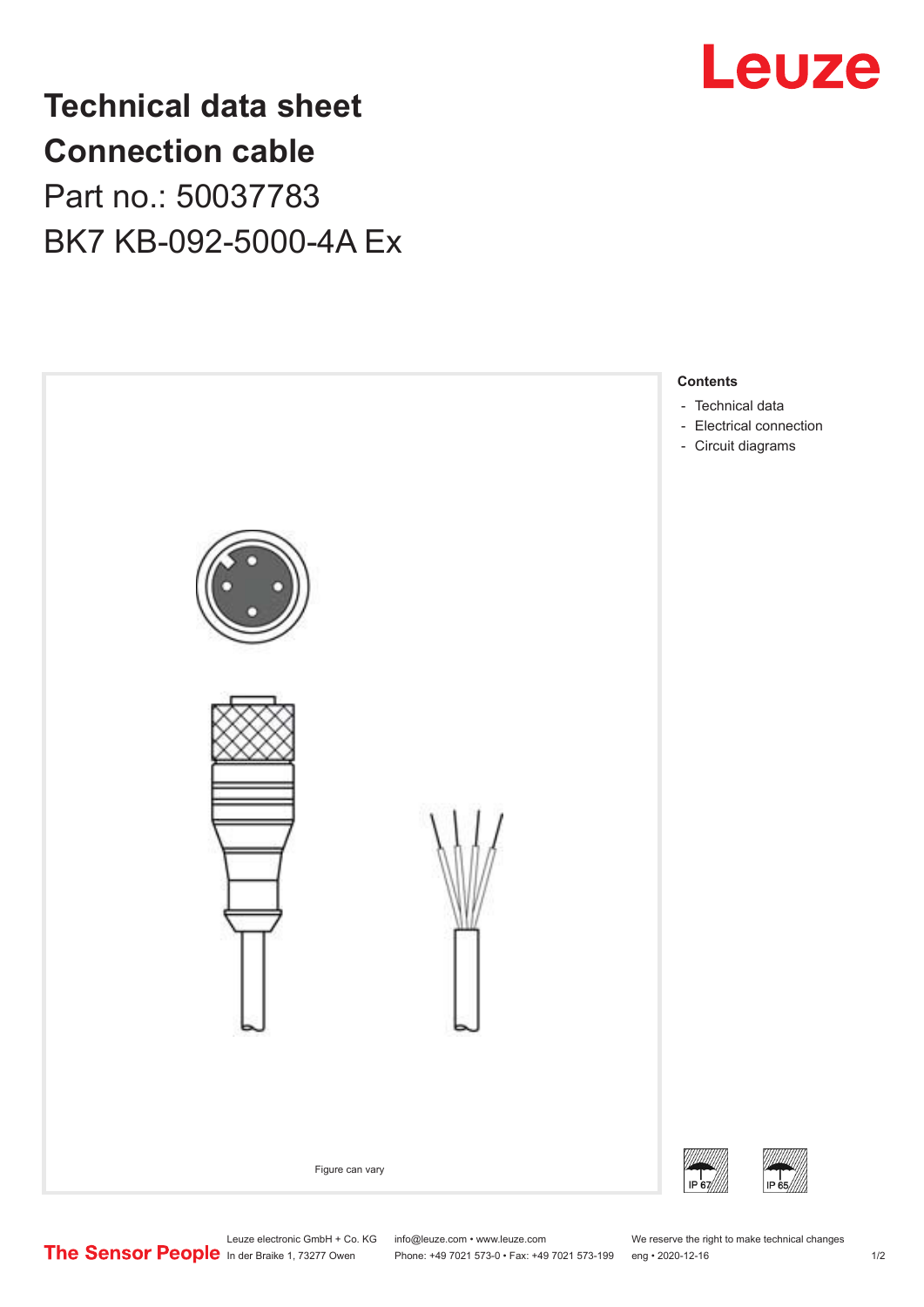# Technical data sheet
# Connection cable

Part no.: 50037783

BK7 KB-092-5000-4A Ex

Figure can vary

**Contents**

- Technical data
- Electrical connection
- Circuit diagrams

IP 67

IP 65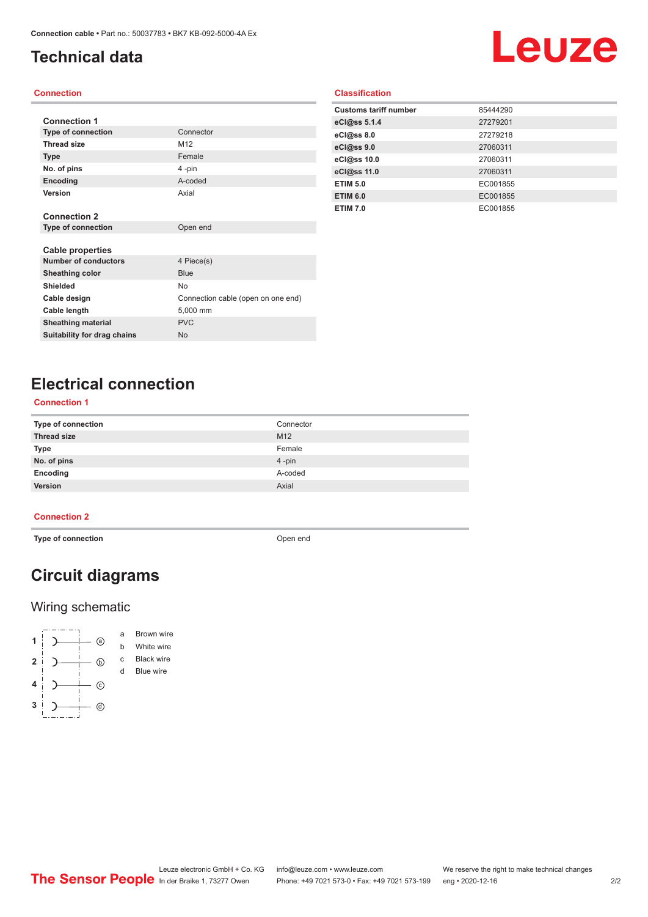Connection cable • Part no.: 50037783 • BK7 KB-092-5000-4A Ex

# Technical data

## Connection

**Connection 1**

| | |
|---|---|
| **Type of connection** | Connector |
| **Thread size** | M12 |
| **Type** | Female |
| **No. of pins** | 4 -pin |
| **Encoding** | A-coded |
| **Version** | Axial |

**Connection 2**

| | |
|---|---|
| **Type of connection** | Open end |

**Cable properties**

| | |
|---|---|
| **Number of conductors** | 4 Piece(s) |
| **Sheathing color** | Blue |
| **Shielded** | No |
| **Cable design** | Connection cable (open on one end) |
| **Cable length** | 5,000 mm |
| **Sheathing material** | PVC |
| **Suitability for drag chains** | No |

## Classification

| | |
|---|---|
| **Customs tariff number** | 85444290 |
| **eCl@ss 5.1.4** | 27279201 |
| **eCl@ss 8.0** | 27279218 |
| **eCl@ss 9.0** | 27060311 |
| **eCl@ss 10.0** | 27060311 |
| **eCl@ss 11.0** | 27060311 |
| **ETIM 5.0** | EC001855 |
| **ETIM 6.0** | EC001855 |
| **ETIM 7.0** | EC001855 |

# Electrical connection

## Connection 1

| | |
|---|---|
| **Type of connection** | Connector |
| **Thread size** | M12 |
| **Type** | Female |
| **No. of pins** | 4 -pin |
| **Encoding** | A-coded |
| **Version** | Axial |

## Connection 2

| | |
|---|---|
| **Type of connection** | Open end |

# Circuit diagrams

## Wiring schematic

1 — a
2 — b
4 — c
3 — d

a Brown wire
b White wire
c Black wire
d Blue wire